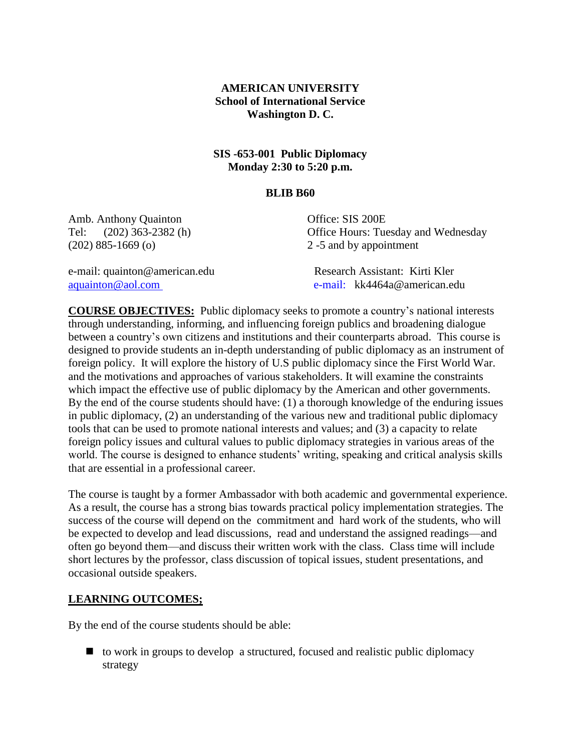**AMERICAN UNIVERSITY**
**School of International Service**
**Washington D. C.**

**SIS -653-001 Public Diplomacy**
**Monday 2:30 to 5:20 p.m.**

**BLIB B60**

Amb. Anthony Quainton
Tel: (202) 363-2382 (h)
(202) 885-1669 (o)

e-mail: quainton@american.edu
aquainton@aol.com

Office: SIS 200E
Office Hours: Tuesday and Wednesday
2 -5 and by appointment

Research Assistant: Kirti Kler
e-mail: kk4464a@american.edu

**COURSE OBJECTIVES:** Public diplomacy seeks to promote a country's national interests through understanding, informing, and influencing foreign publics and broadening dialogue between a country's own citizens and institutions and their counterparts abroad. This course is designed to provide students an in-depth understanding of public diplomacy as an instrument of foreign policy. It will explore the history of U.S public diplomacy since the First World War. and the motivations and approaches of various stakeholders. It will examine the constraints which impact the effective use of public diplomacy by the American and other governments. By the end of the course students should have: (1) a thorough knowledge of the enduring issues in public diplomacy, (2) an understanding of the various new and traditional public diplomacy tools that can be used to promote national interests and values; and (3) a capacity to relate foreign policy issues and cultural values to public diplomacy strategies in various areas of the world. The course is designed to enhance students' writing, speaking and critical analysis skills that are essential in a professional career.

The course is taught by a former Ambassador with both academic and governmental experience. As a result, the course has a strong bias towards practical policy implementation strategies. The success of the course will depend on the commitment and hard work of the students, who will be expected to develop and lead discussions, read and understand the assigned readings—and often go beyond them—and discuss their written work with the class. Class time will include short lectures by the professor, class discussion of topical issues, student presentations, and occasional outside speakers.

**LEARNING OUTCOMES;**

By the end of the course students should be able:

- to work in groups to develop a structured, focused and realistic public diplomacy strategy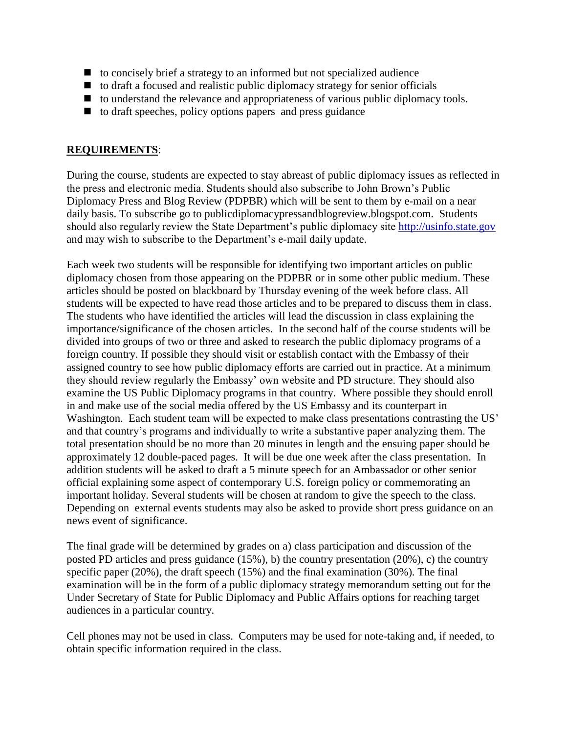- to concisely brief a strategy to an informed but not specialized audience
- to draft a focused and realistic public diplomacy strategy for senior officials
- to understand the relevance and appropriateness of various public diplomacy tools.
- to draft speeches, policy options papers and press guidance

**REQUIREMENTS**:

During the course, students are expected to stay abreast of public diplomacy issues as reflected in the press and electronic media. Students should also subscribe to John Brown's Public Diplomacy Press and Blog Review (PDPBR) which will be sent to them by e-mail on a near daily basis. To subscribe go to publicdiplomacypressandblogreview.blogspot.com. Students should also regularly review the State Department's public diplomacy site http://usinfo.state.gov and may wish to subscribe to the Department's e-mail daily update.

Each week two students will be responsible for identifying two important articles on public diplomacy chosen from those appearing on the PDPBR or in some other public medium. These articles should be posted on blackboard by Thursday evening of the week before class. All students will be expected to have read those articles and to be prepared to discuss them in class. The students who have identified the articles will lead the discussion in class explaining the importance/significance of the chosen articles. In the second half of the course students will be divided into groups of two or three and asked to research the public diplomacy programs of a foreign country. If possible they should visit or establish contact with the Embassy of their assigned country to see how public diplomacy efforts are carried out in practice. At a minimum they should review regularly the Embassy' own website and PD structure. They should also examine the US Public Diplomacy programs in that country. Where possible they should enroll in and make use of the social media offered by the US Embassy and its counterpart in Washington. Each student team will be expected to make class presentations contrasting the US' and that country's programs and individually to write a substantive paper analyzing them. The total presentation should be no more than 20 minutes in length and the ensuing paper should be approximately 12 double-paced pages. It will be due one week after the class presentation. In addition students will be asked to draft a 5 minute speech for an Ambassador or other senior official explaining some aspect of contemporary U.S. foreign policy or commemorating an important holiday. Several students will be chosen at random to give the speech to the class. Depending on external events students may also be asked to provide short press guidance on an news event of significance.

The final grade will be determined by grades on a) class participation and discussion of the posted PD articles and press guidance (15%), b) the country presentation (20%), c) the country specific paper (20%), the draft speech (15%) and the final examination (30%). The final examination will be in the form of a public diplomacy strategy memorandum setting out for the Under Secretary of State for Public Diplomacy and Public Affairs options for reaching target audiences in a particular country.

Cell phones may not be used in class. Computers may be used for note-taking and, if needed, to obtain specific information required in the class.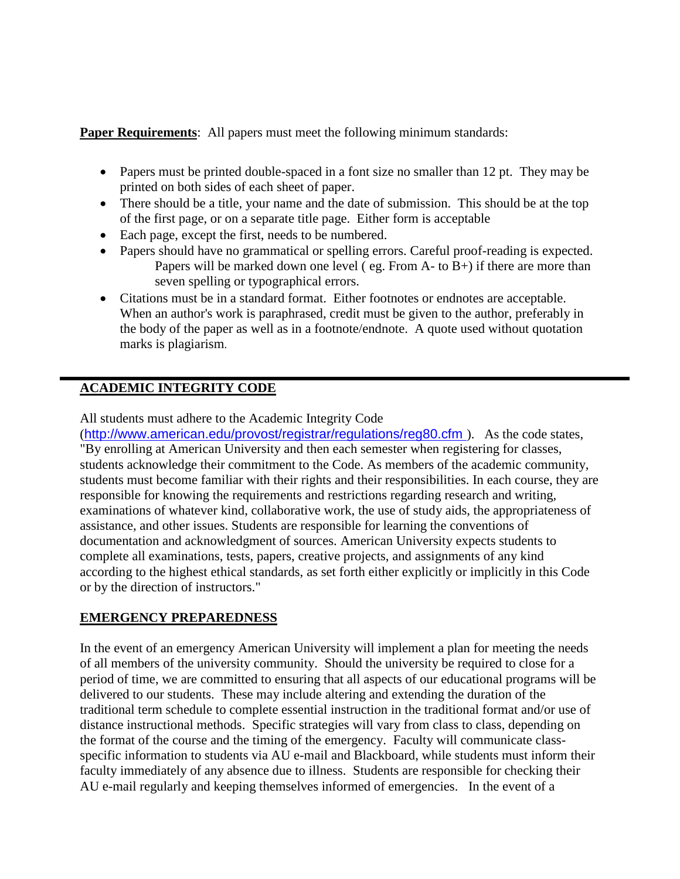**Paper Requirements**: All papers must meet the following minimum standards:

- Papers must be printed double-spaced in a font size no smaller than 12 pt. They may be printed on both sides of each sheet of paper.
- There should be a title, your name and the date of submission. This should be at the top of the first page, or on a separate title page. Either form is acceptable
- Each page, except the first, needs to be numbered.
- Papers should have no grammatical or spelling errors. Careful proof-reading is expected. Papers will be marked down one level ( eg. From A- to B+) if there are more than seven spelling or typographical errors.
- Citations must be in a standard format. Either footnotes or endnotes are acceptable. When an author's work is paraphrased, credit must be given to the author, preferably in the body of the paper as well as in a footnote/endnote. A quote used without quotation marks is plagiarism.

---

## ACADEMIC INTEGRITY CODE

All students must adhere to the Academic Integrity Code (http://www.american.edu/provost/registrar/regulations/reg80.cfm ). As the code states, "By enrolling at American University and then each semester when registering for classes, students acknowledge their commitment to the Code. As members of the academic community, students must become familiar with their rights and their responsibilities. In each course, they are responsible for knowing the requirements and restrictions regarding research and writing, examinations of whatever kind, collaborative work, the use of study aids, the appropriateness of assistance, and other issues. Students are responsible for learning the conventions of documentation and acknowledgment of sources. American University expects students to complete all examinations, tests, papers, creative projects, and assignments of any kind according to the highest ethical standards, as set forth either explicitly or implicitly in this Code or by the direction of instructors."

## EMERGENCY PREPAREDNESS

In the event of an emergency American University will implement a plan for meeting the needs of all members of the university community. Should the university be required to close for a period of time, we are committed to ensuring that all aspects of our educational programs will be delivered to our students. These may include altering and extending the duration of the traditional term schedule to complete essential instruction in the traditional format and/or use of distance instructional methods. Specific strategies will vary from class to class, depending on the format of the course and the timing of the emergency. Faculty will communicate class-specific information to students via AU e-mail and Blackboard, while students must inform their faculty immediately of any absence due to illness. Students are responsible for checking their AU e-mail regularly and keeping themselves informed of emergencies. In the event of a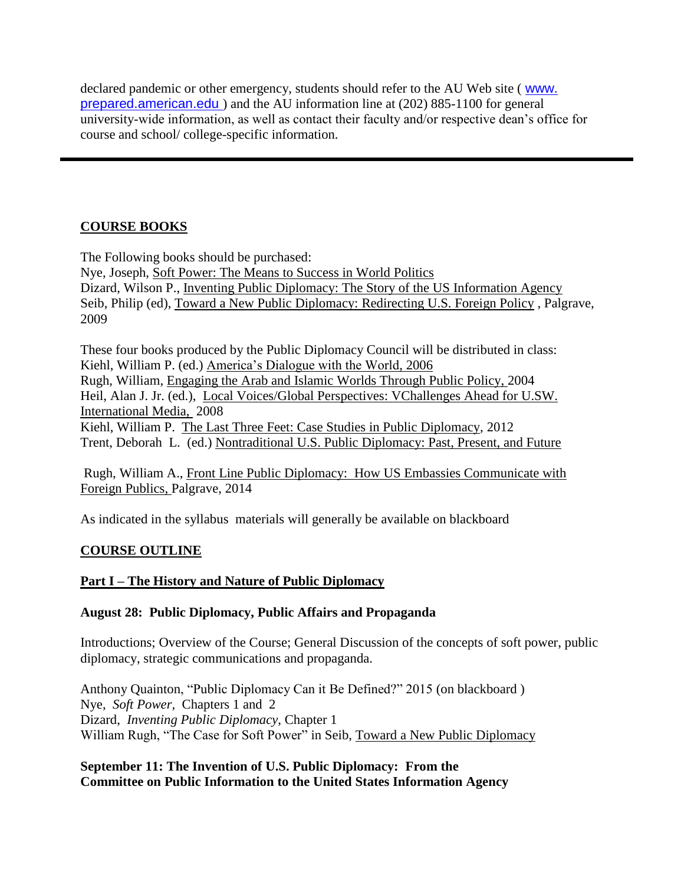declared pandemic or other emergency, students should refer to the AU Web site ( www. prepared.american.edu ) and the AU information line at (202) 885-1100 for general university-wide information, as well as contact their faculty and/or respective dean's office for course and school/ college-specific information.

---

## COURSE BOOKS

The Following books should be purchased:
Nye, Joseph, Soft Power: The Means to Success in World Politics
Dizard, Wilson P., Inventing Public Diplomacy: The Story of the US Information Agency
Seib, Philip (ed), Toward a New Public Diplomacy: Redirecting U.S. Foreign Policy , Palgrave, 2009

These four books produced by the Public Diplomacy Council will be distributed in class:
Kiehl, William P. (ed.) America's Dialogue with the World, 2006
Rugh, William, Engaging the Arab and Islamic Worlds Through Public Policy, 2004
Heil, Alan J. Jr. (ed.), Local Voices/Global Perspectives: VChallenges Ahead for U.SW. International Media, 2008
Kiehl, William P. The Last Three Feet: Case Studies in Public Diplomacy, 2012
Trent, Deborah L. (ed.) Nontraditional U.S. Public Diplomacy: Past, Present, and Future

Rugh, William A., Front Line Public Diplomacy: How US Embassies Communicate with Foreign Publics, Palgrave, 2014

As indicated in the syllabus materials will generally be available on blackboard

## COURSE OUTLINE

### Part I – The History and Nature of Public Diplomacy

**August 28: Public Diplomacy, Public Affairs and Propaganda**

Introductions; Overview of the Course; General Discussion of the concepts of soft power, public diplomacy, strategic communications and propaganda.

Anthony Quainton, "Public Diplomacy Can it Be Defined?" 2015 (on blackboard )
Nye, *Soft Power*, Chapters 1 and 2
Dizard, *Inventing Public Diplomacy*, Chapter 1
William Rugh, "The Case for Soft Power" in Seib, Toward a New Public Diplomacy

**September 11: The Invention of U.S. Public Diplomacy: From the Committee on Public Information to the United States Information Agency**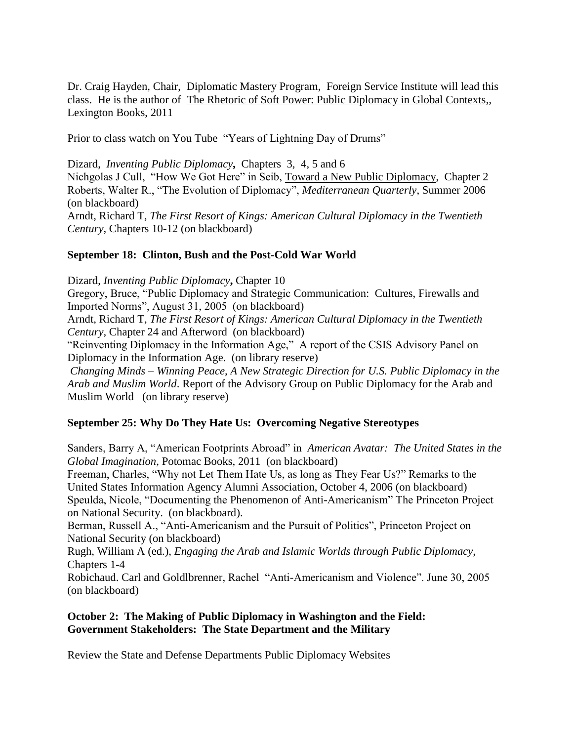Dr. Craig Hayden, Chair, Diplomatic Mastery Program, Foreign Service Institute will lead this class. He is the author of The Rhetoric of Soft Power: Public Diplomacy in Global Contexts,, Lexington Books, 2011

Prior to class watch on You Tube "Years of Lightning Day of Drums"

Dizard, *Inventing Public Diplomacy***,** Chapters 3, 4, 5 and 6
Nichgolas J Cull, "How We Got Here" in Seib, Toward a New Public Diplomacy, Chapter 2
Roberts, Walter R., "The Evolution of Diplomacy", *Mediterranean Quarterly,* Summer 2006 (on blackboard)
Arndt, Richard T, *The First Resort of Kings: American Cultural Diplomacy in the Twentieth Century,* Chapters 10-12 (on blackboard)

**September 18: Clinton, Bush and the Post-Cold War World**

Dizard, *Inventing Public Diplomacy***,** Chapter 10
Gregory, Bruce, "Public Diplomacy and Strategic Communication: Cultures, Firewalls and Imported Norms", August 31, 2005 (on blackboard)
Arndt, Richard T, *The First Resort of Kings: American Cultural Diplomacy in the Twentieth Century,* Chapter 24 and Afterword (on blackboard)
"Reinventing Diplomacy in the Information Age," A report of the CSIS Advisory Panel on Diplomacy in the Information Age. (on library reserve)
*Changing Minds – Winning Peace, A New Strategic Direction for U.S. Public Diplomacy in the Arab and Muslim World*. Report of the Advisory Group on Public Diplomacy for the Arab and Muslim World (on library reserve)

**September 25: Why Do They Hate Us: Overcoming Negative Stereotypes**

Sanders, Barry A, "American Footprints Abroad" in *American Avatar: The United States in the Global Imagination*, Potomac Books, 2011 (on blackboard)
Freeman, Charles, "Why not Let Them Hate Us, as long as They Fear Us?" Remarks to the United States Information Agency Alumni Association, October 4, 2006 (on blackboard)
Speulda, Nicole, "Documenting the Phenomenon of Anti-Americanism" The Princeton Project on National Security. (on blackboard).
Berman, Russell A., "Anti-Americanism and the Pursuit of Politics", Princeton Project on National Security (on blackboard)
Rugh, William A (ed.), *Engaging the Arab and Islamic Worlds through Public Diplomacy,* Chapters 1-4
Robichaud. Carl and Goldlbrenner, Rachel "Anti-Americanism and Violence". June 30, 2005 (on blackboard)

**October 2: The Making of Public Diplomacy in Washington and the Field: Government Stakeholders: The State Department and the Military**

Review the State and Defense Departments Public Diplomacy Websites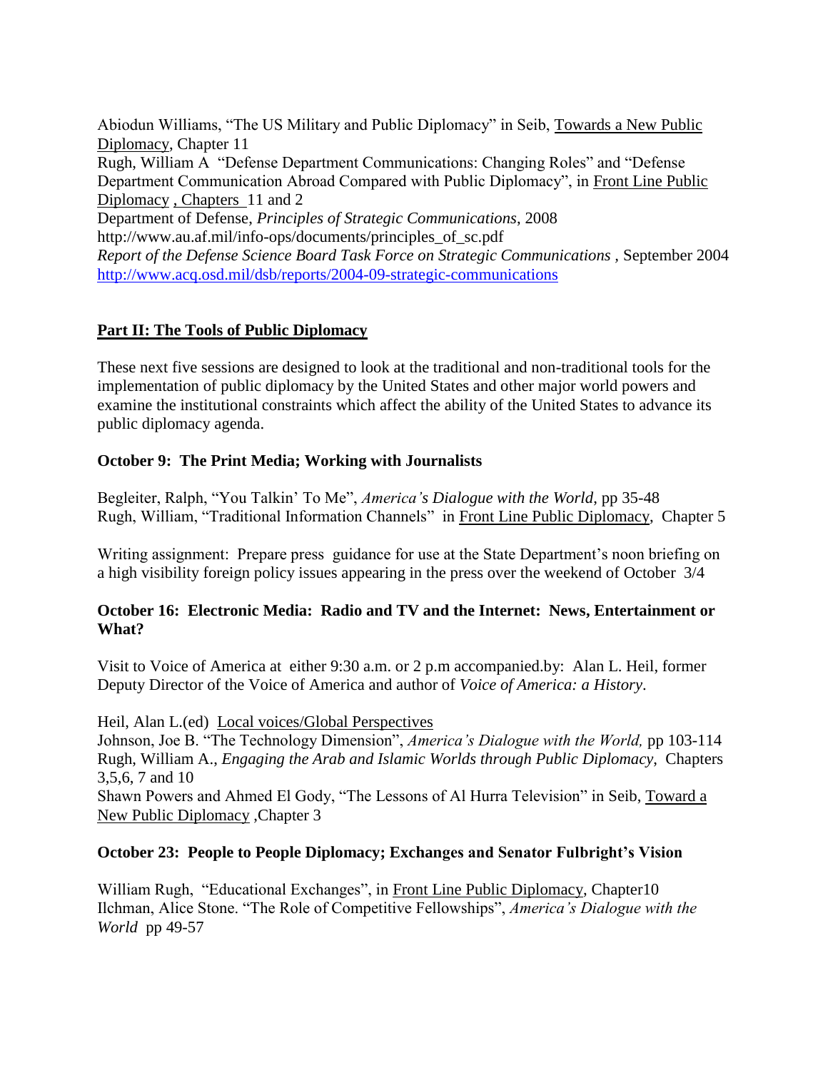Abiodun Williams, "The US Military and Public Diplomacy" in Seib, Towards a New Public Diplomacy, Chapter 11
Rugh, William A "Defense Department Communications: Changing Roles" and "Defense Department Communication Abroad Compared with Public Diplomacy", in Front Line Public Diplomacy , Chapters 11 and 2
Department of Defense, *Principles of Strategic Communications*, 2008
http://www.au.af.mil/info-ops/documents/principles_of_sc.pdf
*Report of the Defense Science Board Task Force on Strategic Communications* , September 2004
http://www.acq.osd.mil/dsb/reports/2004-09-strategic-communications

## Part II: The Tools of Public Diplomacy

These next five sessions are designed to look at the traditional and non-traditional tools for the implementation of public diplomacy by the United States and other major world powers and examine the institutional constraints which affect the ability of the United States to advance its public diplomacy agenda.

### October 9: The Print Media; Working with Journalists

Begleiter, Ralph, "You Talkin' To Me", *America's Dialogue with the World*, pp 35-48
Rugh, William, "Traditional Information Channels" in Front Line Public Diplomacy, Chapter 5

Writing assignment: Prepare press guidance for use at the State Department's noon briefing on a high visibility foreign policy issues appearing in the press over the weekend of October 3/4

### October 16: Electronic Media: Radio and TV and the Internet: News, Entertainment or What?

Visit to Voice of America at either 9:30 a.m. or 2 p.m accompanied.by: Alan L. Heil, former Deputy Director of the Voice of America and author of *Voice of America: a History*.

Heil, Alan L.(ed) Local voices/Global Perspectives
Johnson, Joe B. "The Technology Dimension", *America's Dialogue with the World,* pp 103-114
Rugh, William A., *Engaging the Arab and Islamic Worlds through Public Diplomacy*, Chapters 3,5,6, 7 and 10
Shawn Powers and Ahmed El Gody, "The Lessons of Al Hurra Television" in Seib, Toward a New Public Diplomacy ,Chapter 3

### October 23: People to People Diplomacy; Exchanges and Senator Fulbright's Vision

William Rugh, "Educational Exchanges", in Front Line Public Diplomacy, Chapter10
Ilchman, Alice Stone. "The Role of Competitive Fellowships", *America's Dialogue with the World* pp 49-57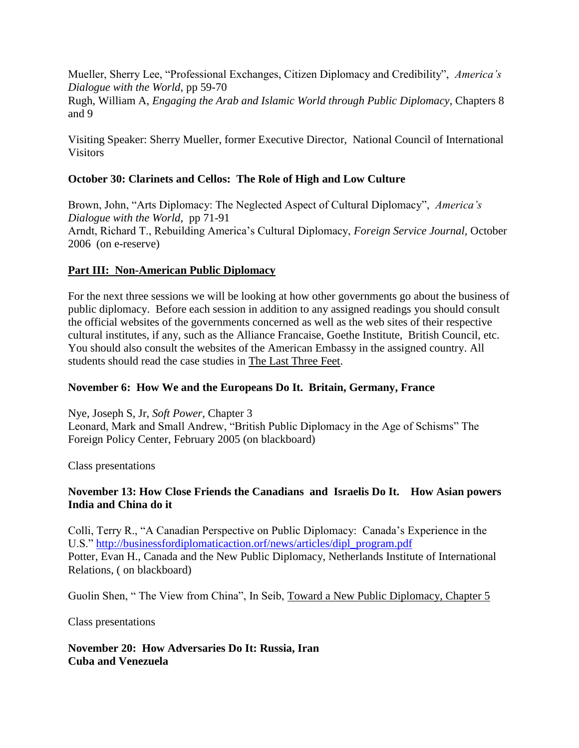Mueller, Sherry Lee, "Professional Exchanges, Citizen Diplomacy and Credibility", *America's Dialogue with the World,* pp 59-70
Rugh, William A, *Engaging the Arab and Islamic World through Public Diplomacy,* Chapters 8 and 9

Visiting Speaker: Sherry Mueller, former Executive Director, National Council of International Visitors

**October 30: Clarinets and Cellos: The Role of High and Low Culture**

Brown, John, "Arts Diplomacy: The Neglected Aspect of Cultural Diplomacy", *America's Dialogue with the World,* pp 71-91
Arndt, Richard T., Rebuilding America's Cultural Diplomacy, *Foreign Service Journal,* October 2006 (on e-reserve)

**<u>Part III: Non-American Public Diplomacy</u>**

For the next three sessions we will be looking at how other governments go about the business of public diplomacy. Before each session in addition to any assigned readings you should consult the official websites of the governments concerned as well as the web sites of their respective cultural institutes, if any, such as the Alliance Francaise, Goethe Institute, British Council, etc. You should also consult the websites of the American Embassy in the assigned country. All students should read the case studies in <u>The Last Three Feet</u>.

**November 6: How We and the Europeans Do It. Britain, Germany, France**

Nye, Joseph S, Jr, *Soft Power*, Chapter 3
Leonard, Mark and Small Andrew, "British Public Diplomacy in the Age of Schisms" The Foreign Policy Center, February 2005 (on blackboard)

Class presentations

**November 13: How Close Friends the Canadians and Israelis Do It. How Asian powers India and China do it**

Colli, Terry R., "A Canadian Perspective on Public Diplomacy: Canada's Experience in the U.S." [http://businessfordiplomaticaction.orf/news/articles/dipl_program.pdf](http://businessfordiplomaticaction.orf/news/articles/dipl_program.pdf)
Potter, Evan H., Canada and the New Public Diplomacy, Netherlands Institute of International Relations, ( on blackboard)

Guolin Shen, " The View from China", In Seib, <u>Toward a New Public Diplomacy, Chapter 5</u>

Class presentations

**November 20: How Adversaries Do It: Russia, Iran
Cuba and Venezuela**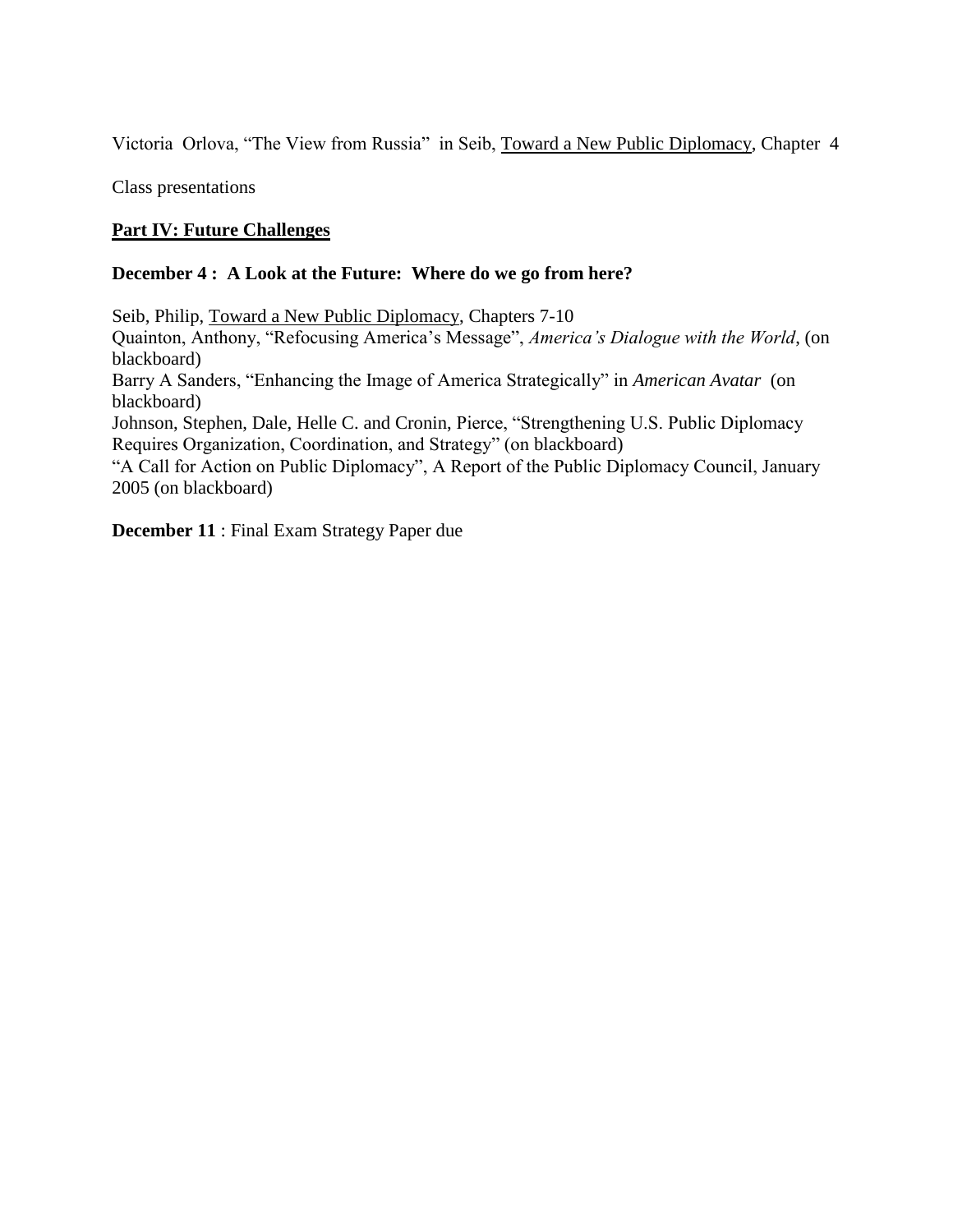Victoria Orlova, "The View from Russia" in Seib, Toward a New Public Diplomacy, Chapter 4

Class presentations

## **Part IV: Future Challenges**

### **December 4 : A Look at the Future: Where do we go from here?**

Seib, Philip, Toward a New Public Diplomacy, Chapters 7-10

Quainton, Anthony, "Refocusing America's Message", *America's Dialogue with the World*, (on blackboard)

Barry A Sanders, "Enhancing the Image of America Strategically" in *American Avatar* (on blackboard)

Johnson, Stephen, Dale, Helle C. and Cronin, Pierce, "Strengthening U.S. Public Diplomacy Requires Organization, Coordination, and Strategy" (on blackboard)

"A Call for Action on Public Diplomacy", A Report of the Public Diplomacy Council, January 2005 (on blackboard)

**December 11** : Final Exam Strategy Paper due